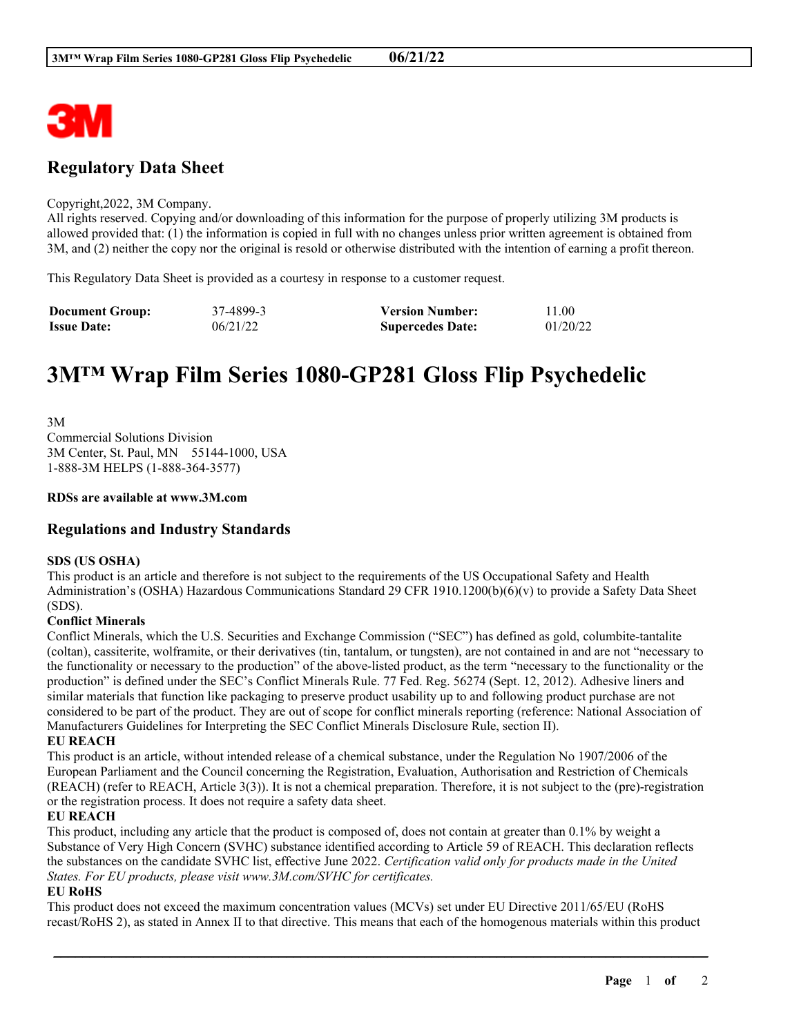## Regulatory Data Sheet

Copyright,2022, 3M Company.
All rights reserved. Copying and/or downloading of this information for the purpose of properly utilizing 3M products is allowed provided that: (1) the information is copied in full with no changes unless prior written agreement is obtained from 3M, and (2) neither the copy nor the original is resold or otherwise distributed with the intention of earning a profit thereon.

This Regulatory Data Sheet is provided as a courtesy in response to a customer request.

| **Document Group:** | 37-4899-3 | **Version Number:** | 11.00 |
|---|---|---|---|
| **Issue Date:** | 06/21/22 | **Supercedes Date:** | 01/20/22 |

# 3M™ Wrap Film Series 1080-GP281 Gloss Flip Psychedelic

3M
Commercial Solutions Division
3M Center, St. Paul, MN 55144-1000, USA
1-888-3M HELPS (1-888-364-3577)

**RDSs are available at www.3M.com**

## Regulations and Industry Standards

**SDS (US OSHA)**
This product is an article and therefore is not subject to the requirements of the US Occupational Safety and Health Administration's (OSHA) Hazardous Communications Standard 29 CFR 1910.1200(b)(6)(v) to provide a Safety Data Sheet (SDS).

**Conflict Minerals**
Conflict Minerals, which the U.S. Securities and Exchange Commission ("SEC") has defined as gold, columbite-tantalite (coltan), cassiterite, wolframite, or their derivatives (tin, tantalum, or tungsten), are not contained in and are not "necessary to the functionality or necessary to the production" of the above-listed product, as the term "necessary to the functionality or the production" is defined under the SEC's Conflict Minerals Rule. 77 Fed. Reg. 56274 (Sept. 12, 2012). Adhesive liners and similar materials that function like packaging to preserve product usability up to and following product purchase are not considered to be part of the product. They are out of scope for conflict minerals reporting (reference: National Association of Manufacturers Guidelines for Interpreting the SEC Conflict Minerals Disclosure Rule, section II).

**EU REACH**
This product is an article, without intended release of a chemical substance, under the Regulation No 1907/2006 of the European Parliament and the Council concerning the Registration, Evaluation, Authorisation and Restriction of Chemicals (REACH) (refer to REACH, Article 3(3)). It is not a chemical preparation. Therefore, it is not subject to the (pre)-registration or the registration process. It does not require a safety data sheet.

**EU REACH**
This product, including any article that the product is composed of, does not contain at greater than 0.1% by weight a Substance of Very High Concern (SVHC) substance identified according to Article 59 of REACH. This declaration reflects the substances on the candidate SVHC list, effective June 2022. *Certification valid only for products made in the United States. For EU products, please visit www.3M.com/SVHC for certificates.*

**EU RoHS**
This product does not exceed the maximum concentration values (MCVs) set under EU Directive 2011/65/EU (RoHS recast/RoHS 2), as stated in Annex II to that directive. This means that each of the homogenous materials within this product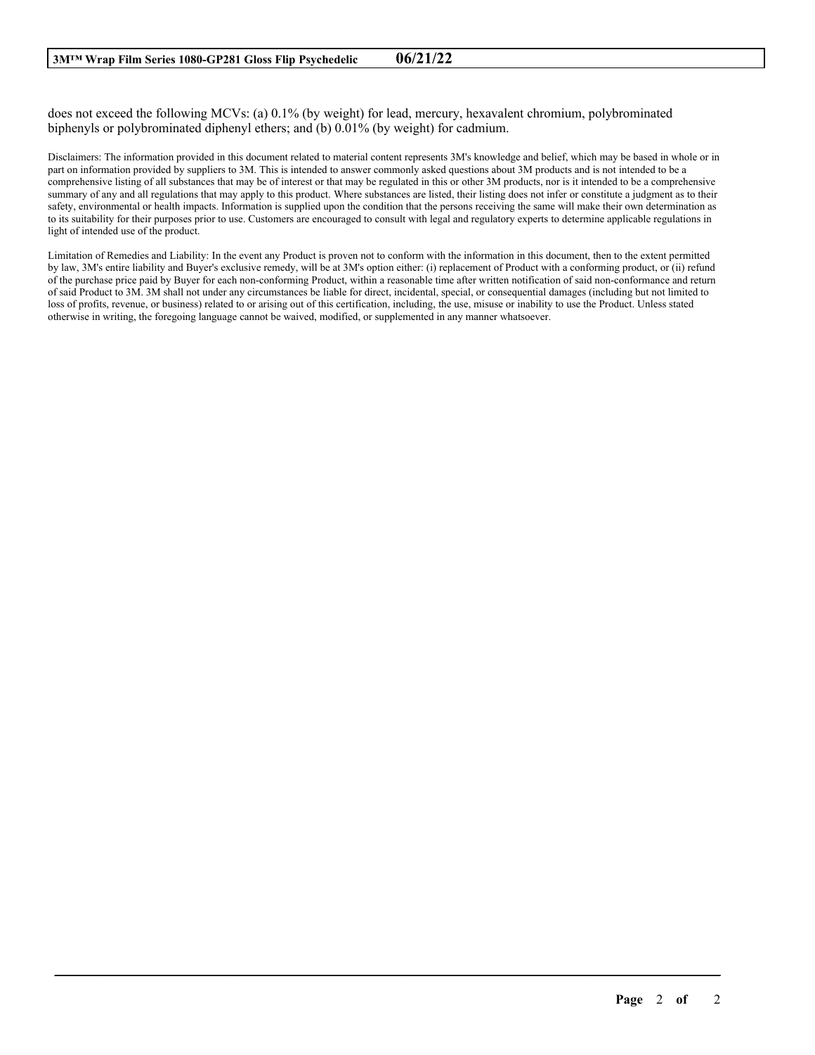does not exceed the following MCVs: (a) 0.1% (by weight) for lead, mercury, hexavalent chromium, polybrominated biphenyls or polybrominated diphenyl ethers; and (b) 0.01% (by weight) for cadmium.

Disclaimers: The information provided in this document related to material content represents 3M's knowledge and belief, which may be based in whole or in part on information provided by suppliers to 3M. This is intended to answer commonly asked questions about 3M products and is not intended to be a comprehensive listing of all substances that may be of interest or that may be regulated in this or other 3M products, nor is it intended to be a comprehensive summary of any and all regulations that may apply to this product. Where substances are listed, their listing does not infer or constitute a judgment as to their safety, environmental or health impacts. Information is supplied upon the condition that the persons receiving the same will make their own determination as to its suitability for their purposes prior to use. Customers are encouraged to consult with legal and regulatory experts to determine applicable regulations in light of intended use of the product.

Limitation of Remedies and Liability: In the event any Product is proven not to conform with the information in this document, then to the extent permitted by law, 3M's entire liability and Buyer's exclusive remedy, will be at 3M's option either: (i) replacement of Product with a conforming product, or (ii) refund of the purchase price paid by Buyer for each non-conforming Product, within a reasonable time after written notification of said non-conformance and return of said Product to 3M. 3M shall not under any circumstances be liable for direct, incidental, special, or consequential damages (including but not limited to loss of profits, revenue, or business) related to or arising out of this certification, including, the use, misuse or inability to use the Product. Unless stated otherwise in writing, the foregoing language cannot be waived, modified, or supplemented in any manner whatsoever.